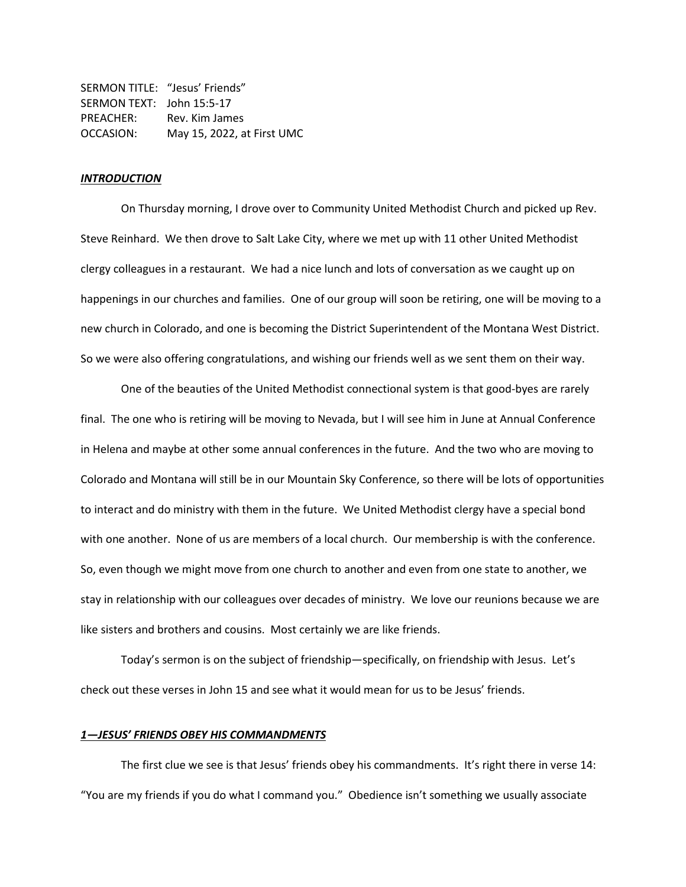SERMON TITLE: "Jesus' Friends"
SERMON TEXT: John 15:5-17
PREACHER: Rev. Kim James
OCCASION: May 15, 2022, at First UMC

## ***INTRODUCTION***

On Thursday morning, I drove over to Community United Methodist Church and picked up Rev. Steve Reinhard. We then drove to Salt Lake City, where we met up with 11 other United Methodist clergy colleagues in a restaurant. We had a nice lunch and lots of conversation as we caught up on happenings in our churches and families. One of our group will soon be retiring, one will be moving to a new church in Colorado, and one is becoming the District Superintendent of the Montana West District. So we were also offering congratulations, and wishing our friends well as we sent them on their way.

One of the beauties of the United Methodist connectional system is that good-byes are rarely final. The one who is retiring will be moving to Nevada, but I will see him in June at Annual Conference in Helena and maybe at other some annual conferences in the future. And the two who are moving to Colorado and Montana will still be in our Mountain Sky Conference, so there will be lots of opportunities to interact and do ministry with them in the future. We United Methodist clergy have a special bond with one another. None of us are members of a local church. Our membership is with the conference. So, even though we might move from one church to another and even from one state to another, we stay in relationship with our colleagues over decades of ministry. We love our reunions because we are like sisters and brothers and cousins. Most certainly we are like friends.

Today's sermon is on the subject of friendship—specifically, on friendship with Jesus. Let's check out these verses in John 15 and see what it would mean for us to be Jesus' friends.

## ***1—JESUS' FRIENDS OBEY HIS COMMANDMENTS***

The first clue we see is that Jesus' friends obey his commandments. It's right there in verse 14: "You are my friends if you do what I command you." Obedience isn't something we usually associate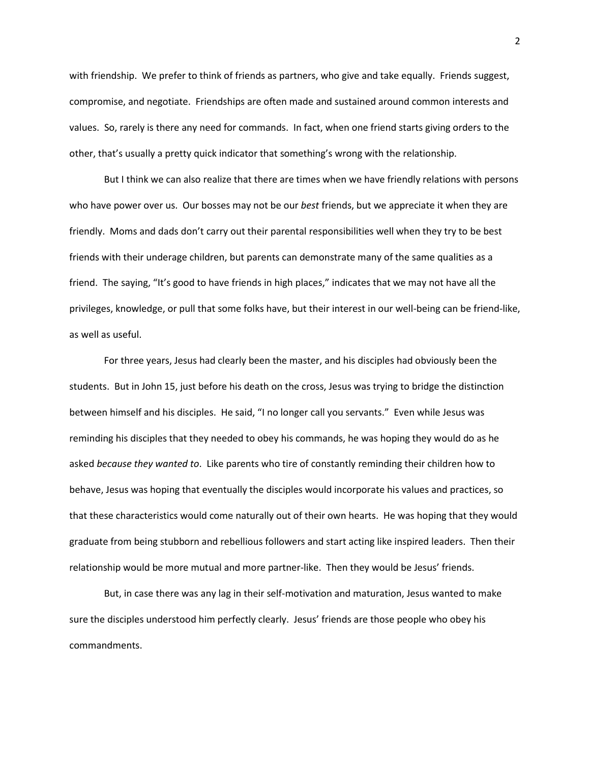with friendship. We prefer to think of friends as partners, who give and take equally. Friends suggest, compromise, and negotiate. Friendships are often made and sustained around common interests and values. So, rarely is there any need for commands. In fact, when one friend starts giving orders to the other, that's usually a pretty quick indicator that something's wrong with the relationship.

But I think we can also realize that there are times when we have friendly relations with persons who have power over us. Our bosses may not be our *best* friends, but we appreciate it when they are friendly. Moms and dads don't carry out their parental responsibilities well when they try to be best friends with their underage children, but parents can demonstrate many of the same qualities as a friend. The saying, "It's good to have friends in high places," indicates that we may not have all the privileges, knowledge, or pull that some folks have, but their interest in our well-being can be friend-like, as well as useful.

For three years, Jesus had clearly been the master, and his disciples had obviously been the students. But in John 15, just before his death on the cross, Jesus was trying to bridge the distinction between himself and his disciples. He said, "I no longer call you servants." Even while Jesus was reminding his disciples that they needed to obey his commands, he was hoping they would do as he asked *because they wanted to*. Like parents who tire of constantly reminding their children how to behave, Jesus was hoping that eventually the disciples would incorporate his values and practices, so that these characteristics would come naturally out of their own hearts. He was hoping that they would graduate from being stubborn and rebellious followers and start acting like inspired leaders. Then their relationship would be more mutual and more partner-like. Then they would be Jesus' friends.

But, in case there was any lag in their self-motivation and maturation, Jesus wanted to make sure the disciples understood him perfectly clearly. Jesus' friends are those people who obey his commandments.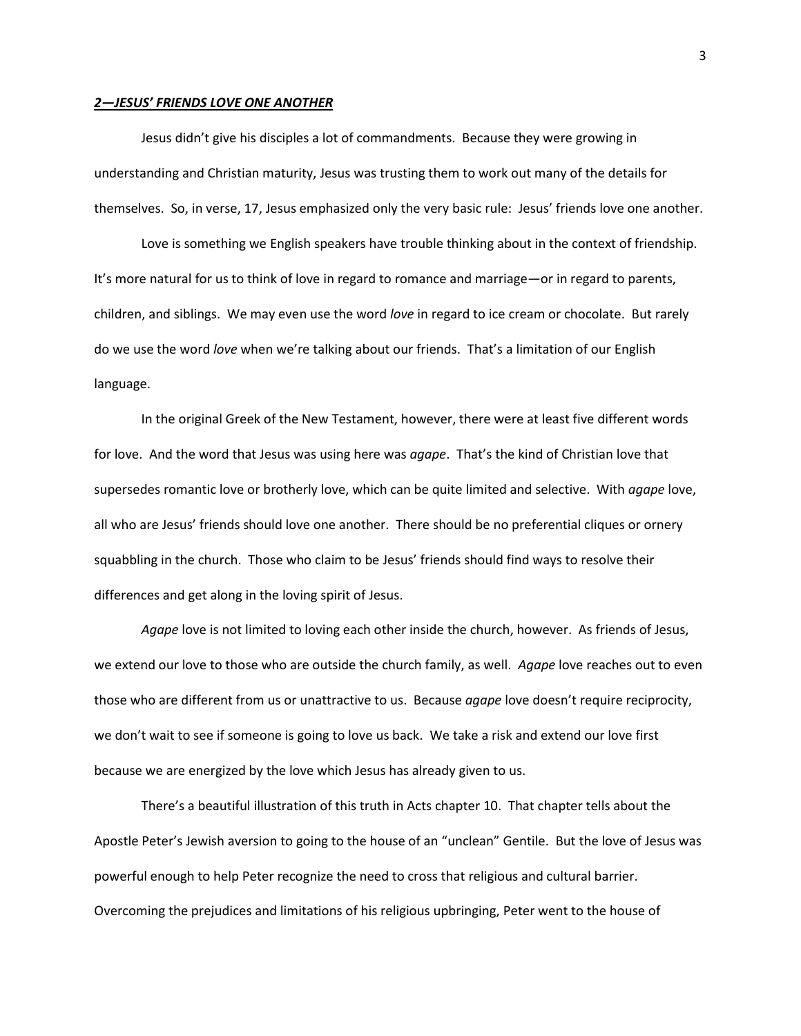## ***2—JESUS' FRIENDS LOVE ONE ANOTHER***

Jesus didn't give his disciples a lot of commandments. Because they were growing in understanding and Christian maturity, Jesus was trusting them to work out many of the details for themselves. So, in verse, 17, Jesus emphasized only the very basic rule: Jesus' friends love one another.

Love is something we English speakers have trouble thinking about in the context of friendship. It's more natural for us to think of love in regard to romance and marriage—or in regard to parents, children, and siblings. We may even use the word *love* in regard to ice cream or chocolate. But rarely do we use the word *love* when we're talking about our friends. That's a limitation of our English language.

In the original Greek of the New Testament, however, there were at least five different words for love. And the word that Jesus was using here was *agape*. That's the kind of Christian love that supersedes romantic love or brotherly love, which can be quite limited and selective. With *agape* love, all who are Jesus' friends should love one another. There should be no preferential cliques or ornery squabbling in the church. Those who claim to be Jesus' friends should find ways to resolve their differences and get along in the loving spirit of Jesus.

*Agape* love is not limited to loving each other inside the church, however. As friends of Jesus, we extend our love to those who are outside the church family, as well. *Agape* love reaches out to even those who are different from us or unattractive to us. Because *agape* love doesn't require reciprocity, we don't wait to see if someone is going to love us back. We take a risk and extend our love first because we are energized by the love which Jesus has already given to us.

There's a beautiful illustration of this truth in Acts chapter 10. That chapter tells about the Apostle Peter's Jewish aversion to going to the house of an "unclean" Gentile. But the love of Jesus was powerful enough to help Peter recognize the need to cross that religious and cultural barrier. Overcoming the prejudices and limitations of his religious upbringing, Peter went to the house of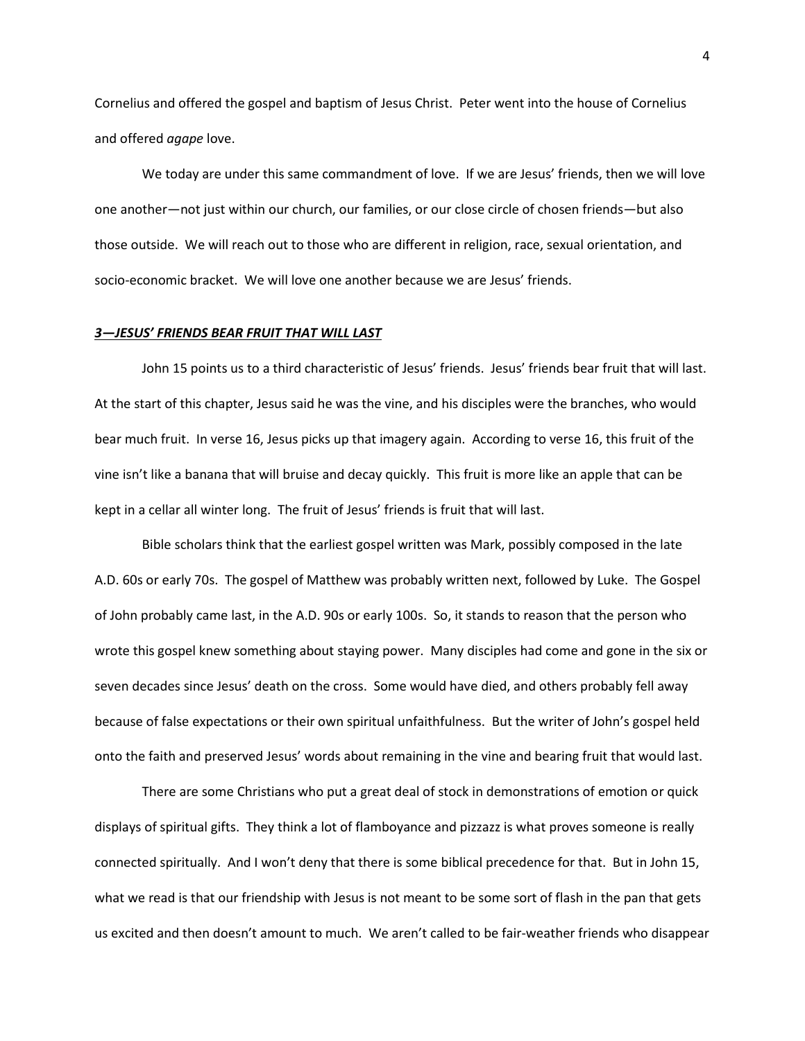Cornelius and offered the gospel and baptism of Jesus Christ. Peter went into the house of Cornelius and offered *agape* love.

We today are under this same commandment of love. If we are Jesus' friends, then we will love one another—not just within our church, our families, or our close circle of chosen friends—but also those outside. We will reach out to those who are different in religion, race, sexual orientation, and socio-economic bracket. We will love one another because we are Jesus' friends.

### ***3—JESUS' FRIENDS BEAR FRUIT THAT WILL LAST***

John 15 points us to a third characteristic of Jesus' friends. Jesus' friends bear fruit that will last. At the start of this chapter, Jesus said he was the vine, and his disciples were the branches, who would bear much fruit. In verse 16, Jesus picks up that imagery again. According to verse 16, this fruit of the vine isn't like a banana that will bruise and decay quickly. This fruit is more like an apple that can be kept in a cellar all winter long. The fruit of Jesus' friends is fruit that will last.

Bible scholars think that the earliest gospel written was Mark, possibly composed in the late A.D. 60s or early 70s. The gospel of Matthew was probably written next, followed by Luke. The Gospel of John probably came last, in the A.D. 90s or early 100s. So, it stands to reason that the person who wrote this gospel knew something about staying power. Many disciples had come and gone in the six or seven decades since Jesus' death on the cross. Some would have died, and others probably fell away because of false expectations or their own spiritual unfaithfulness. But the writer of John's gospel held onto the faith and preserved Jesus' words about remaining in the vine and bearing fruit that would last.

There are some Christians who put a great deal of stock in demonstrations of emotion or quick displays of spiritual gifts. They think a lot of flamboyance and pizzazz is what proves someone is really connected spiritually. And I won't deny that there is some biblical precedence for that. But in John 15, what we read is that our friendship with Jesus is not meant to be some sort of flash in the pan that gets us excited and then doesn't amount to much. We aren't called to be fair-weather friends who disappear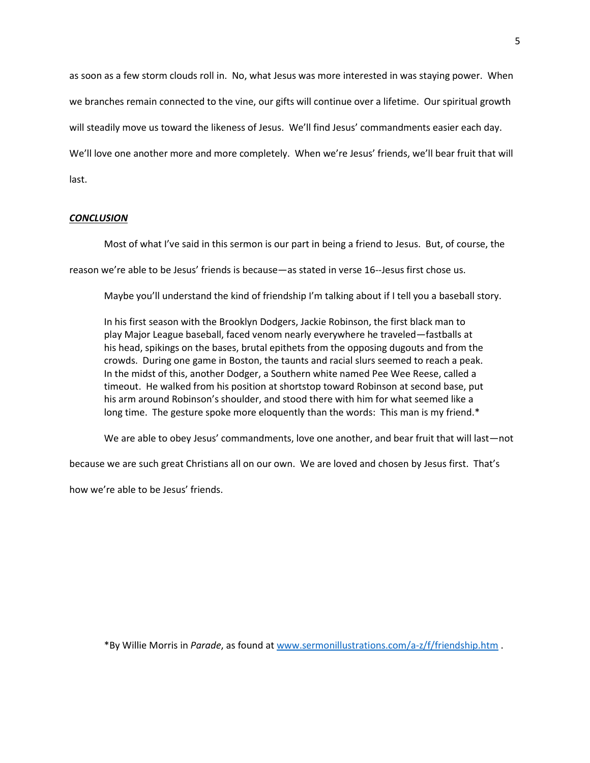as soon as a few storm clouds roll in. No, what Jesus was more interested in was staying power. When we branches remain connected to the vine, our gifts will continue over a lifetime. Our spiritual growth will steadily move us toward the likeness of Jesus. We'll find Jesus' commandments easier each day. We'll love one another more and more completely. When we're Jesus' friends, we'll bear fruit that will last.

***CONCLUSION***

Most of what I've said in this sermon is our part in being a friend to Jesus. But, of course, the reason we're able to be Jesus' friends is because—as stated in verse 16--Jesus first chose us.

Maybe you'll understand the kind of friendship I'm talking about if I tell you a baseball story.

> In his first season with the Brooklyn Dodgers, Jackie Robinson, the first black man to play Major League baseball, faced venom nearly everywhere he traveled—fastballs at his head, spikings on the bases, brutal epithets from the opposing dugouts and from the crowds. During one game in Boston, the taunts and racial slurs seemed to reach a peak. In the midst of this, another Dodger, a Southern white named Pee Wee Reese, called a timeout. He walked from his position at shortstop toward Robinson at second base, put his arm around Robinson's shoulder, and stood there with him for what seemed like a long time. The gesture spoke more eloquently than the words: This man is my friend.*

We are able to obey Jesus' commandments, love one another, and bear fruit that will last—not because we are such great Christians all on our own. We are loved and chosen by Jesus first. That's how we're able to be Jesus' friends.

*By Willie Morris in *Parade*, as found at [www.sermonillustrations.com/a-z/f/friendship.htm](www.sermonillustrations.com/a-z/f/friendship.htm) .